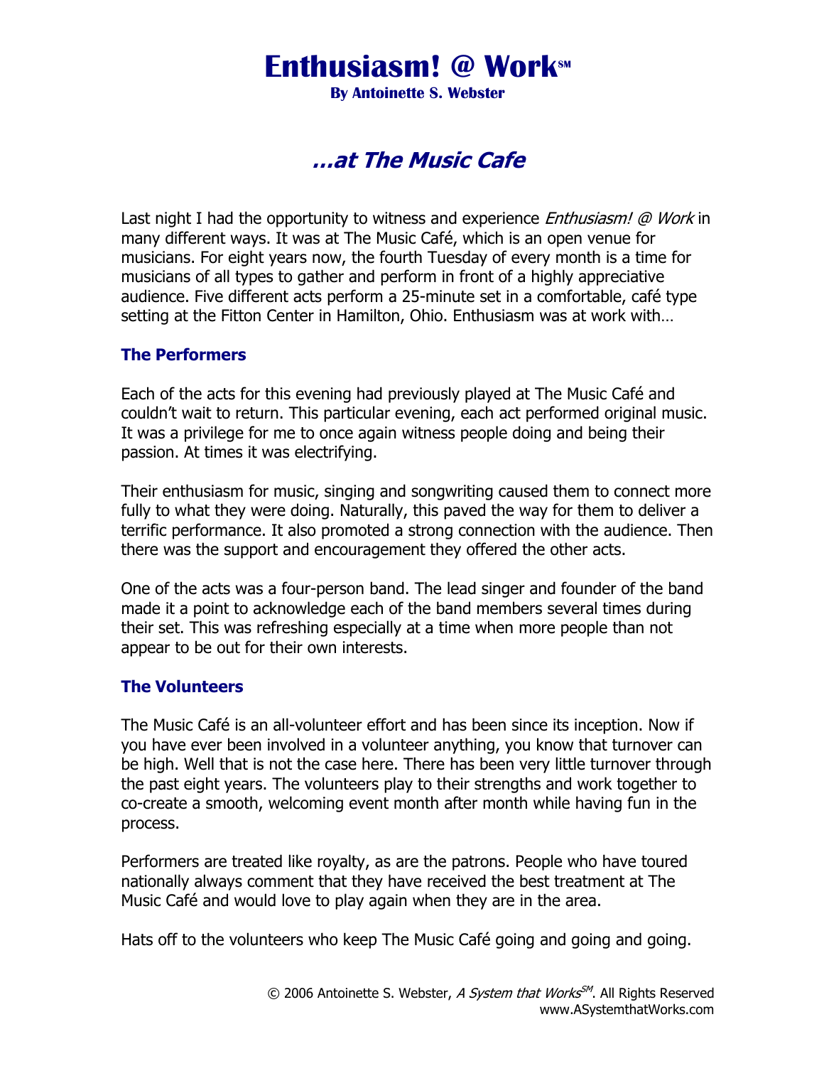# Enthusiasm! @ Work℠

**By Antoinette S. Webster**

## *…at The Music Cafe*

Last night I had the opportunity to witness and experience *Enthusiasm! @ Work* in many different ways. It was at The Music Café, which is an open venue for musicians. For eight years now, the fourth Tuesday of every month is a time for musicians of all types to gather and perform in front of a highly appreciative audience. Five different acts perform a 25-minute set in a comfortable, café type setting at the Fitton Center in Hamilton, Ohio. Enthusiasm was at work with…

### The Performers

Each of the acts for this evening had previously played at The Music Café and couldn't wait to return. This particular evening, each act performed original music. It was a privilege for me to once again witness people doing and being their passion. At times it was electrifying.

Their enthusiasm for music, singing and songwriting caused them to connect more fully to what they were doing. Naturally, this paved the way for them to deliver a terrific performance. It also promoted a strong connection with the audience. Then there was the support and encouragement they offered the other acts.

One of the acts was a four-person band. The lead singer and founder of the band made it a point to acknowledge each of the band members several times during their set. This was refreshing especially at a time when more people than not appear to be out for their own interests.

### The Volunteers

The Music Café is an all-volunteer effort and has been since its inception. Now if you have ever been involved in a volunteer anything, you know that turnover can be high. Well that is not the case here. There has been very little turnover through the past eight years. The volunteers play to their strengths and work together to co-create a smooth, welcoming event month after month while having fun in the process.

Performers are treated like royalty, as are the patrons. People who have toured nationally always comment that they have received the best treatment at The Music Café and would love to play again when they are in the area.

Hats off to the volunteers who keep The Music Café going and going and going.

© 2006 Antoinette S. Webster, *A System that Works*℠. All Rights Reserved
www.ASystemthatWorks.com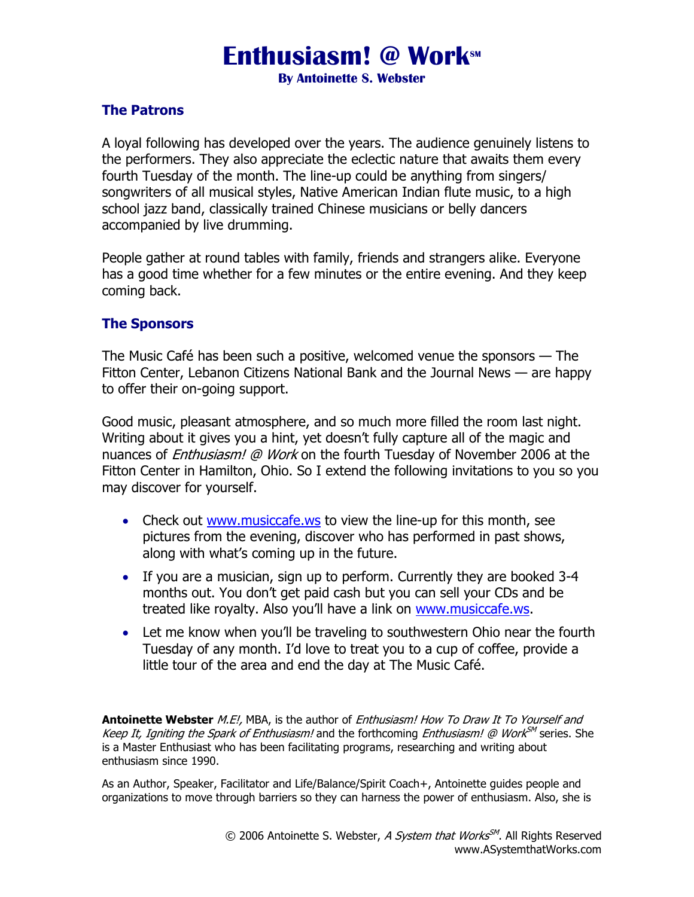# Enthusiasm! @ Work℠

**By Antoinette S. Webster**

## The Patrons

A loyal following has developed over the years. The audience genuinely listens to the performers. They also appreciate the eclectic nature that awaits them every fourth Tuesday of the month. The line-up could be anything from singers/ songwriters of all musical styles, Native American Indian flute music, to a high school jazz band, classically trained Chinese musicians or belly dancers accompanied by live drumming.

People gather at round tables with family, friends and strangers alike. Everyone has a good time whether for a few minutes or the entire evening. And they keep coming back.

## The Sponsors

The Music Café has been such a positive, welcomed venue the sponsors — The Fitton Center, Lebanon Citizens National Bank and the Journal News — are happy to offer their on-going support.

Good music, pleasant atmosphere, and so much more filled the room last night. Writing about it gives you a hint, yet doesn't fully capture all of the magic and nuances of *Enthusiasm! @ Work* on the fourth Tuesday of November 2006 at the Fitton Center in Hamilton, Ohio. So I extend the following invitations to you so you may discover for yourself.

- Check out www.musiccafe.ws to view the line-up for this month, see pictures from the evening, discover who has performed in past shows, along with what's coming up in the future.
- If you are a musician, sign up to perform. Currently they are booked 3-4 months out. You don't get paid cash but you can sell your CDs and be treated like royalty. Also you'll have a link on www.musiccafe.ws.
- Let me know when you'll be traveling to southwestern Ohio near the fourth Tuesday of any month. I'd love to treat you to a cup of coffee, provide a little tour of the area and end the day at The Music Café.

**Antoinette Webster** *M.E!,* MBA, is the author of *Enthusiasm! How To Draw It To Yourself and Keep It, Igniting the Spark of Enthusiasm!* and the forthcoming *Enthusiasm! @ Work℠* series. She is a Master Enthusiast who has been facilitating programs, researching and writing about enthusiasm since 1990.

As an Author, Speaker, Facilitator and Life/Balance/Spirit Coach+, Antoinette guides people and organizations to move through barriers so they can harness the power of enthusiasm. Also, she is

© 2006 Antoinette S. Webster, *A System that Works℠*. All Rights Reserved
www.ASystemthatWorks.com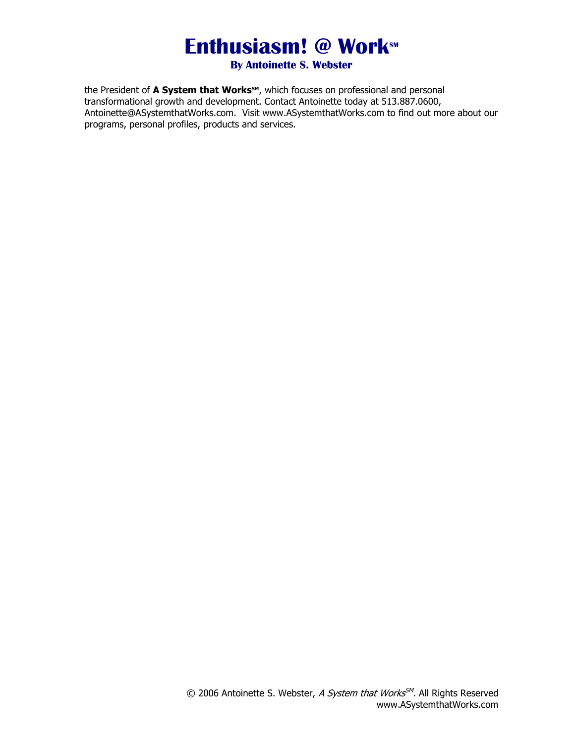the President of **A System that Works℠**, which focuses on professional and personal transformational growth and development. Contact Antoinette today at 513.887.0600, Antoinette@ASystemthatWorks.com. Visit www.ASystemthatWorks.com to find out more about our programs, personal profiles, products and services.